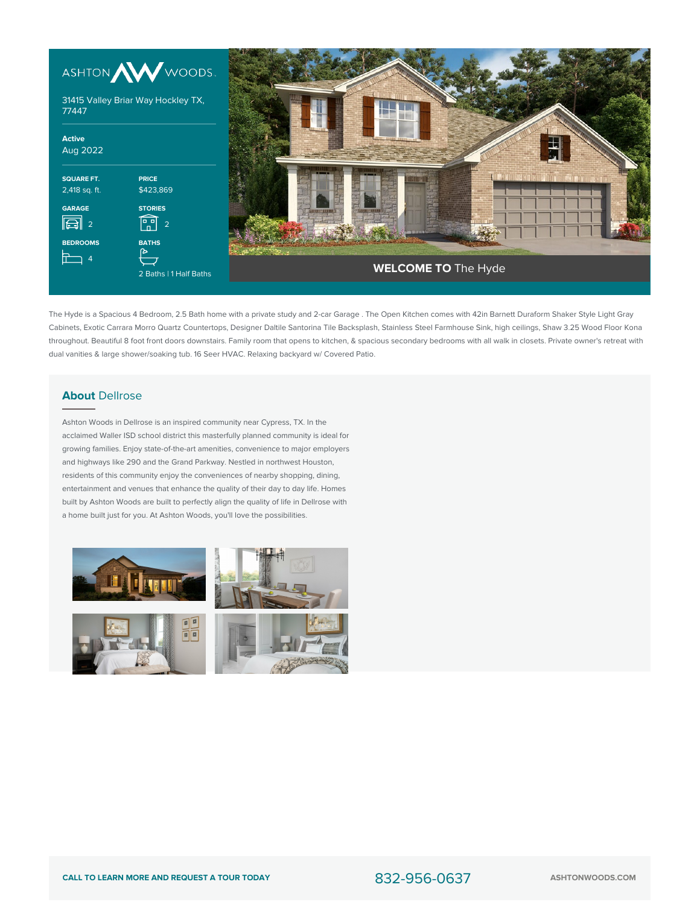ASHTON WOODS

31415 Valley Briar Way Hockley TX, 77447

**Active**
Aug 2022

| SQUARE FT. | PRICE |
| --- | --- |
| 2,418 sq. ft. | $423,869 |

| GARAGE | STORIES |
| --- | --- |
| 2 | 2 |

| BEDROOMS | BATHS |
| --- | --- |
| 4 | 2 Baths \| 1 Half Baths |

## **WELCOME TO** The Hyde

The Hyde is a Spacious 4 Bedroom, 2.5 Bath home with a private study and 2-car Garage . The Open Kitchen comes with 42in Barnett Duraform Shaker Style Light Gray Cabinets, Exotic Carrara Morro Quartz Countertops, Designer Daltile Santorina Tile Backsplash, Stainless Steel Farmhouse Sink, high ceilings, Shaw 3.25 Wood Floor Kona throughout. Beautiful 8 foot front doors downstairs. Family room that opens to kitchen, & spacious secondary bedrooms with all walk in closets. Private owner's retreat with dual vanities & large shower/soaking tub. 16 Seer HVAC. Relaxing backyard w/ Covered Patio.

## **About** Dellrose

Ashton Woods in Dellrose is an inspired community near Cypress, TX. In the acclaimed Waller ISD school district this masterfully planned community is ideal for growing families. Enjoy state-of-the-art amenities, convenience to major employers and highways like 290 and the Grand Parkway. Nestled in northwest Houston, residents of this community enjoy the conveniences of nearby shopping, dining, entertainment and venues that enhance the quality of their day to day life. Homes built by Ashton Woods are built to perfectly align the quality of life in Dellrose with a home built just for you. At Ashton Woods, you'll love the possibilities.

**CALL TO LEARN MORE AND REQUEST A TOUR TODAY** 832-956-0637 **ASHTONWOODS.COM**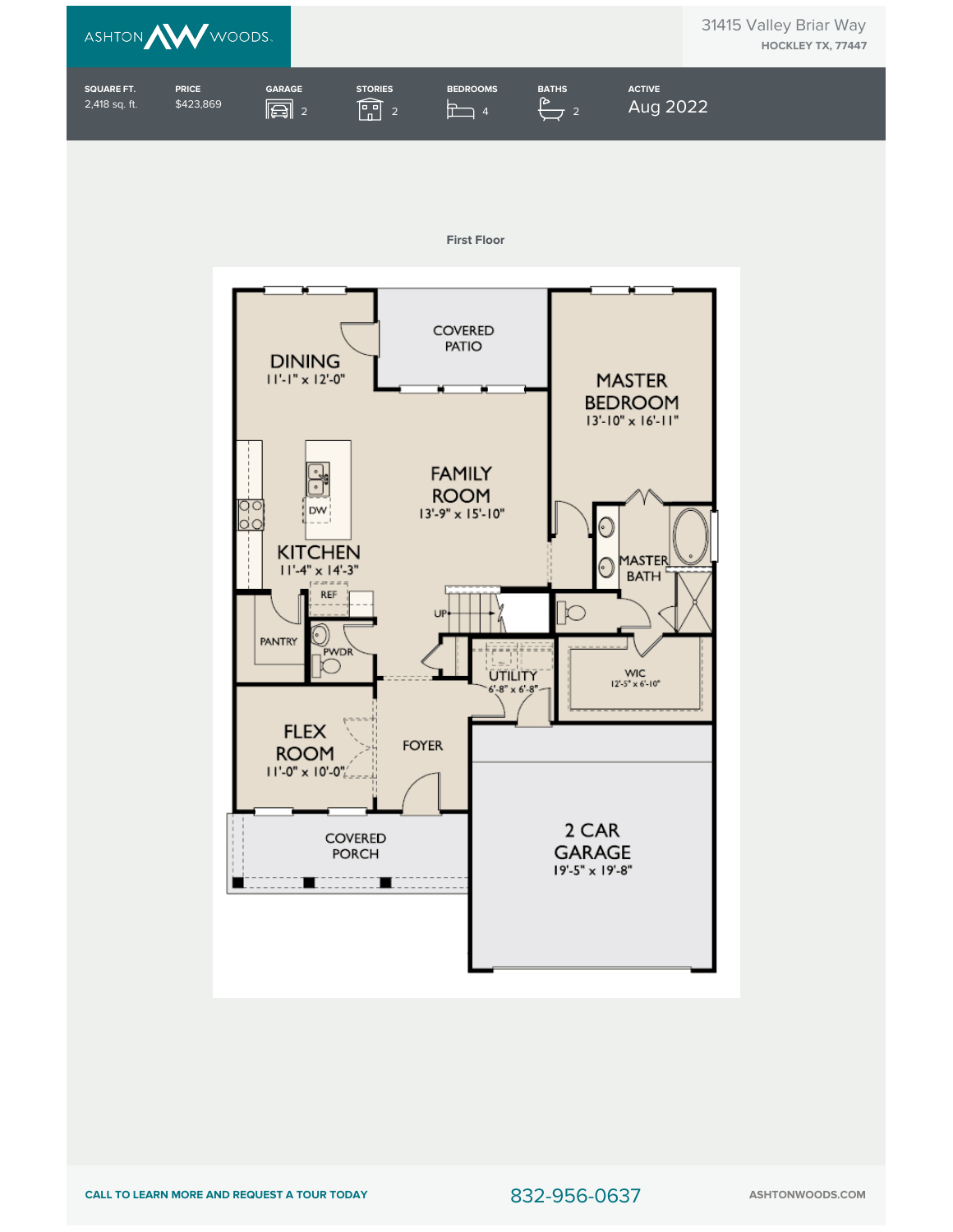ASHTON WOODS

31415 Valley Briar Way
HOCKLEY TX, 77447

| SQUARE FT. | PRICE | GARAGE | STORIES | BEDROOMS | BATHS | ACTIVE |
|---|---|---|---|---|---|---|
| 2,418 sq. ft. | $423,869 | 2 | 2 | 4 | 2 | Aug 2022 |

## First Floor

- DINING 11'-1" x 12'-0"
- COVERED PATIO
- MASTER BEDROOM 13'-10" x 16'-11"
- FAMILY ROOM 13'-9" x 15'-10"
- KITCHEN 11'-4" x 14'-3"
- DW
- REF
- UP
- MASTER BATH
- PANTRY
- PWDR
- UTILITY 6'-8" x 6'-8"
- WIC 12'-5" x 6'-10"
- FLEX ROOM 11'-0" x 10'-0"
- FOYER
- COVERED PORCH
- 2 CAR GARAGE 19'-5" x 19'-8"

CALL TO LEARN MORE AND REQUEST A TOUR TODAY 832-956-0637 ASHTONWOODS.COM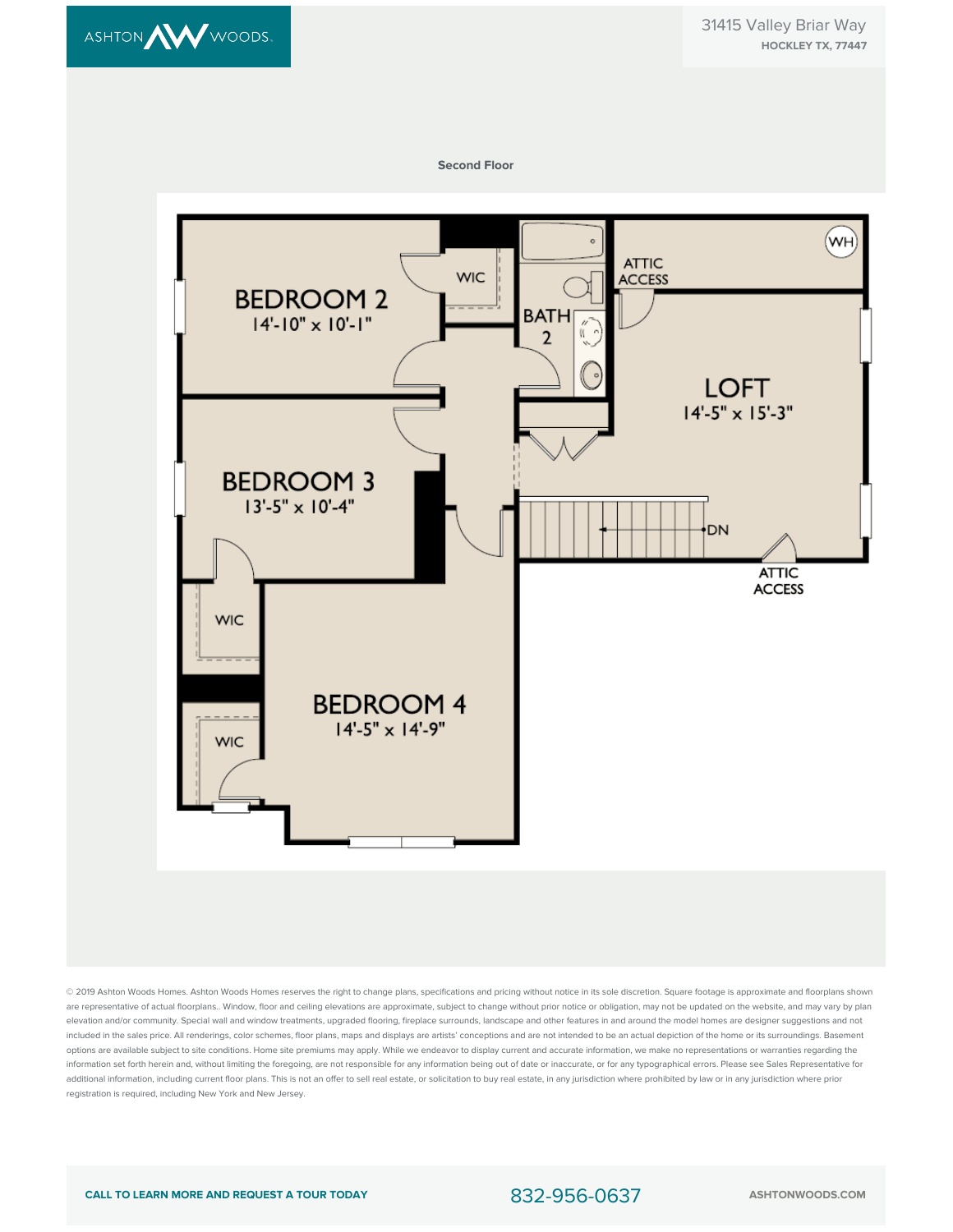ASHTON WOODS

31415 Valley Briar Way
**HOCKLEY TX, 77447**

## Second Floor

BEDROOM 2
14'-10" x 10'-1"

WIC

BATH 2

ATTIC ACCESS

WH

LOFT
14'-5" x 15'-3"

BEDROOM 3
13'-5" x 10'-4"

DN

ATTIC ACCESS

WIC

BEDROOM 4
14'-5" x 14'-9"

WIC

© 2019 Ashton Woods Homes. Ashton Woods Homes reserves the right to change plans, specifications and pricing without notice in its sole discretion. Square footage is approximate and floorplans shown are representative of actual floorplans.. Window, floor and ceiling elevations are approximate, subject to change without prior notice or obligation, may not be updated on the website, and may vary by plan elevation and/or community. Special wall and window treatments, upgraded flooring, fireplace surrounds, landscape and other features in and around the model homes are designer suggestions and not included in the sales price. All renderings, color schemes, floor plans, maps and displays are artists' conceptions and are not intended to be an actual depiction of the home or its surroundings. Basement options are available subject to site conditions. Home site premiums may apply. While we endeavor to display current and accurate information, we make no representations or warranties regarding the information set forth herein and, without limiting the foregoing, are not responsible for any information being out of date or inaccurate, or for any typographical errors. Please see Sales Representative for additional information, including current floor plans. This is not an offer to sell real estate, or solicitation to buy real estate, in any jurisdiction where prohibited by law or in any jurisdiction where prior registration is required, including New York and New Jersey.

**CALL TO LEARN MORE AND REQUEST A TOUR TODAY** 832-956-0637 **ASHTONWOODS.COM**